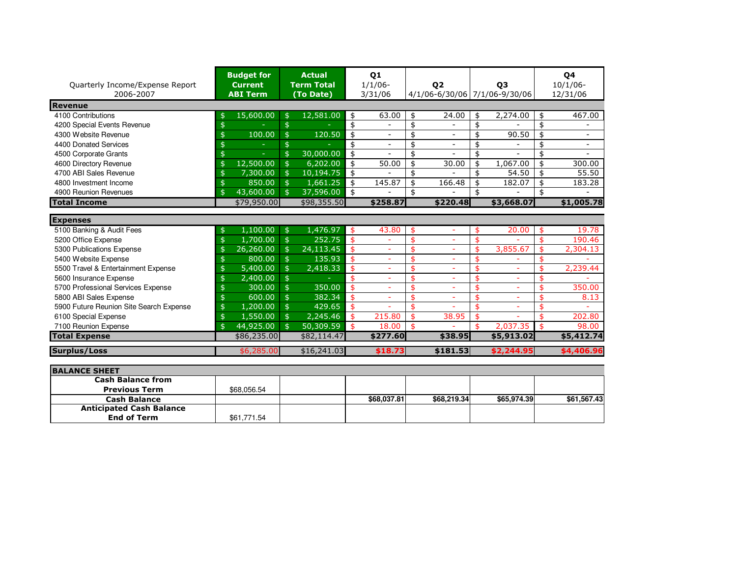| Quarterly Income/Expense Report 2006-2007 | Budget for Current ABI Term | Actual Term Total (To Date) | Q1 1/1/06-3/31/06 | Q2 4/1/06-6/30/06 | Q3 7/1/06-9/30/06 | Q4 10/1/06-12/31/06 |
|---|---|---|---|---|---|---|
| **Revenue** | | | | | | |
| 4100 Contributions | $ 15,600.00 | $ 12,581.00 | $ 63.00 | $ 24.00 | $ 2,274.00 | $ 467.00 |
| 4200 Special Events Revenue | $ - | $ - | $ - | $ - | $ - | $ - |
| 4300 Website Revenue | $ 100.00 | $ 120.50 | $ - | $ - | $ 90.50 | $ - |
| 4400 Donated Services | $ - | $ - | $ - | $ - | $ - | $ - |
| 4500 Corporate Grants | $ - | $ 30,000.00 | $ - | $ - | $ - | $ - |
| 4600 Directory Revenue | $ 12,500.00 | $ 6,202.00 | $ 50.00 | $ 30.00 | $ 1,067.00 | $ 300.00 |
| 4700 ABI Sales Revenue | $ 7,300.00 | $ 10,194.75 | $ - | $ - | $ 54.50 | $ 55.50 |
| 4800 Investment Income | $ 850.00 | $ 1,661.25 | $ 145.87 | $ 166.48 | $ 182.07 | $ 183.28 |
| 4900 Reunion Revenues | $ 43,600.00 | $ 37,596.00 | $ - | $ - | $ - | $ - |
| **Total Income** | $79,950.00 | $98,355.50 | **$258.87** | **$220.48** | **$3,668.07** | **$1,005.78** |
| | | | | | | |
| **Expenses** | | | | | | |
| 5100 Banking & Audit Fees | $ 1,100.00 | $ 1,476.97 | $ 43.80 | $ - | $ 20.00 | $ 19.78 |
| 5200 Office Expense | $ 1,700.00 | $ 252.75 | $ - | $ - | $ - | $ 190.46 |
| 5300 Publications Expense | $ 26,260.00 | $ 24,113.45 | $ - | $ - | $ 3,855.67 | $ 2,304.13 |
| 5400 Website Expense | $ 800.00 | $ 135.93 | $ - | $ - | $ - | $ - |
| 5500 Travel & Entertainment Expense | $ 5,400.00 | $ 2,418.33 | $ - | $ - | $ - | $ 2,239.44 |
| 5600 Insurance Expense | $ 2,400.00 | $ - | $ - | $ - | $ - | $ - |
| 5700 Professional Services Expense | $ 300.00 | $ 350.00 | $ - | $ - | $ - | $ 350.00 |
| 5800 ABI Sales Expense | $ 600.00 | $ 382.34 | $ - | $ - | $ - | $ 8.13 |
| 5900 Future Reunion Site Search Expense | $ 1,200.00 | $ 429.65 | $ - | $ - | $ - | $ - |
| 6100 Special Expense | $ 1,550.00 | $ 2,245.46 | $ 215.80 | $ 38.95 | $ - | $ 202.80 |
| 7100 Reunion Expense | $ 44,925.00 | $ 50,309.59 | $ 18.00 | $ - | $ 2,037.35 | $ 98.00 |
| **Total Expense** | $86,235.00 | $82,114.47 | **$277.60** | **$38.95** | **$5,913.02** | **$5,412.74** |
| | | | | | | |
| **Surplus/Loss** | $6,285.00 | $16,241.03 | **$18.73** | **$181.53** | **$2,244.95** | **$4,406.96** |
| | | | | | | |
| **BALANCE SHEET** | | | | | | |
| **Cash Balance from Previous Term** | $68,056.54 | | | | | |
| **Cash Balance** | | | **$68,037.81** | **$68,219.34** | **$65,974.39** | **$61,567.43** |
| **Anticipated Cash Balance End of Term** | $61,771.54 | | | | | |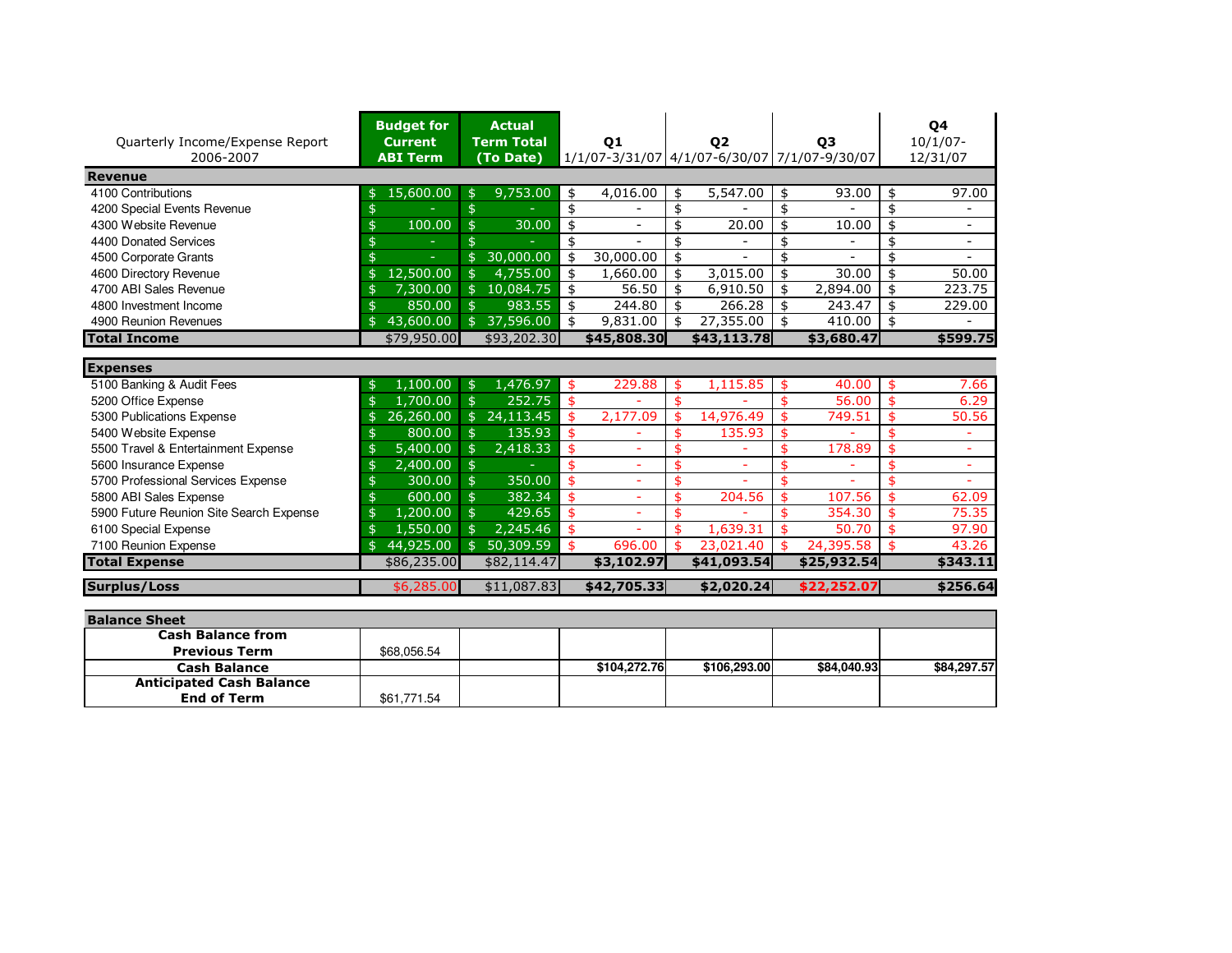| Quarterly Income/Expense Report 2006-2007 | Budget for Current ABI Term | Actual Term Total (To Date) | Q1 1/1/07-3/31/07 | Q2 4/1/07-6/30/07 | Q3 7/1/07-9/30/07 | Q4 10/1/07-12/31/07 |
|---|---|---|---|---|---|---|
| **Revenue** | | | | | | |
| 4100 Contributions | $ 15,600.00 | $ 9,753.00 | $ 4,016.00 | $ 5,547.00 | $ 93.00 | $ 97.00 |
| 4200 Special Events Revenue | $ - | $ - | $ - | $ - | $ - | $ - |
| 4300 Website Revenue | $ 100.00 | $ 30.00 | $ - | $ 20.00 | $ 10.00 | $ - |
| 4400 Donated Services | $ - | $ - | $ - | $ - | $ - | $ - |
| 4500 Corporate Grants | $ - | $ 30,000.00 | $ 30,000.00 | $ - | $ - | $ - |
| 4600 Directory Revenue | $ 12,500.00 | $ 4,755.00 | $ 1,660.00 | $ 3,015.00 | $ 30.00 | $ 50.00 |
| 4700 ABI Sales Revenue | $ 7,300.00 | $ 10,084.75 | $ 56.50 | $ 6,910.50 | $ 2,894.00 | $ 223.75 |
| 4800 Investment Income | $ 850.00 | $ 983.55 | $ 244.80 | $ 266.28 | $ 243.47 | $ 229.00 |
| 4900 Reunion Revenues | $ 43,600.00 | $ 37,596.00 | $ 9,831.00 | $ 27,355.00 | $ 410.00 | $ - |
| **Total Income** | $79,950.00 | $93,202.30 | **$45,808.30** | **$43,113.78** | **$3,680.47** | **$599.75** |
| | | | | | | |
| **Expenses** | | | | | | |
| 5100 Banking & Audit Fees | $ 1,100.00 | $ 1,476.97 | $ 229.88 | $ 1,115.85 | $ 40.00 | $ 7.66 |
| 5200 Office Expense | $ 1,700.00 | $ 252.75 | $ - | $ - | $ 56.00 | $ 6.29 |
| 5300 Publications Expense | $ 26,260.00 | $ 24,113.45 | $ 2,177.09 | $ 14,976.49 | $ 749.51 | $ 50.56 |
| 5400 Website Expense | $ 800.00 | $ 135.93 | $ - | $ 135.93 | $ - | $ - |
| 5500 Travel & Entertainment Expense | $ 5,400.00 | $ 2,418.33 | $ - | $ - | $ 178.89 | $ - |
| 5600 Insurance Expense | $ 2,400.00 | $ - | $ - | $ - | $ - | $ - |
| 5700 Professional Services Expense | $ 300.00 | $ 350.00 | $ - | $ - | $ - | $ - |
| 5800 ABI Sales Expense | $ 600.00 | $ 382.34 | $ - | $ 204.56 | $ 107.56 | $ 62.09 |
| 5900 Future Reunion Site Search Expense | $ 1,200.00 | $ 429.65 | $ - | $ - | $ 354.30 | $ 75.35 |
| 6100 Special Expense | $ 1,550.00 | $ 2,245.46 | $ - | $ 1,639.31 | $ 50.70 | $ 97.90 |
| 7100 Reunion Expense | $ 44,925.00 | $ 50,309.59 | $ 696.00 | $ 23,021.40 | $ 24,395.58 | $ 43.26 |
| **Total Expense** | $86,235.00 | $82,114.47 | **$3,102.97** | **$41,093.54** | **$25,932.54** | **$343.11** |
| | | | | | | |
| **Surplus/Loss** | $6,285.00 | $11,087.83 | **$42,705.33** | **$2,020.24** | **$22,252.07** | **$256.64** |
| | | | | | | |
| **Balance Sheet** | | | | | | |
| **Cash Balance from Previous Term** | $68,056.54 | | | | | |
| **Cash Balance** | | | $104,272.76 | $106,293.00 | $84,040.93 | $84,297.57 |
| **Anticipated Cash Balance End of Term** | $61,771.54 | | | | | |